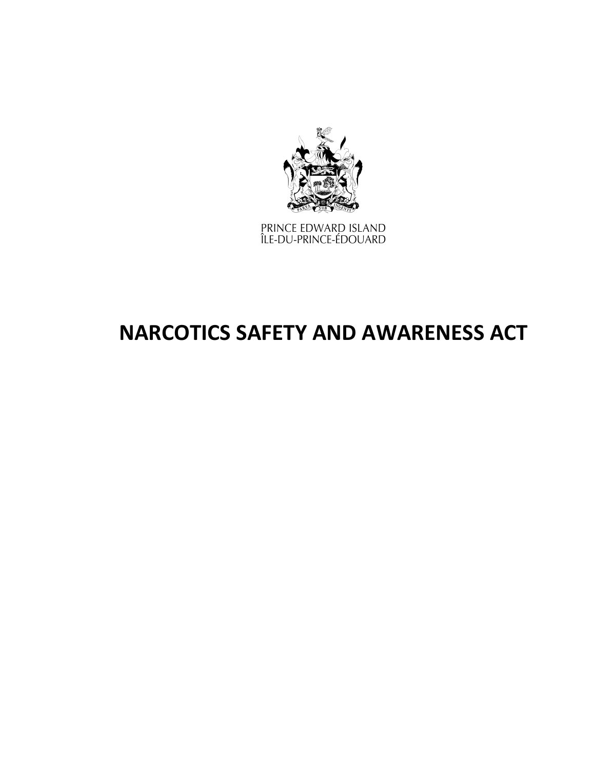PRINCE EDWARD ISLAND
ÎLE-DU-PRINCE-ÉDOUARD

# NARCOTICS SAFETY AND AWARENESS ACT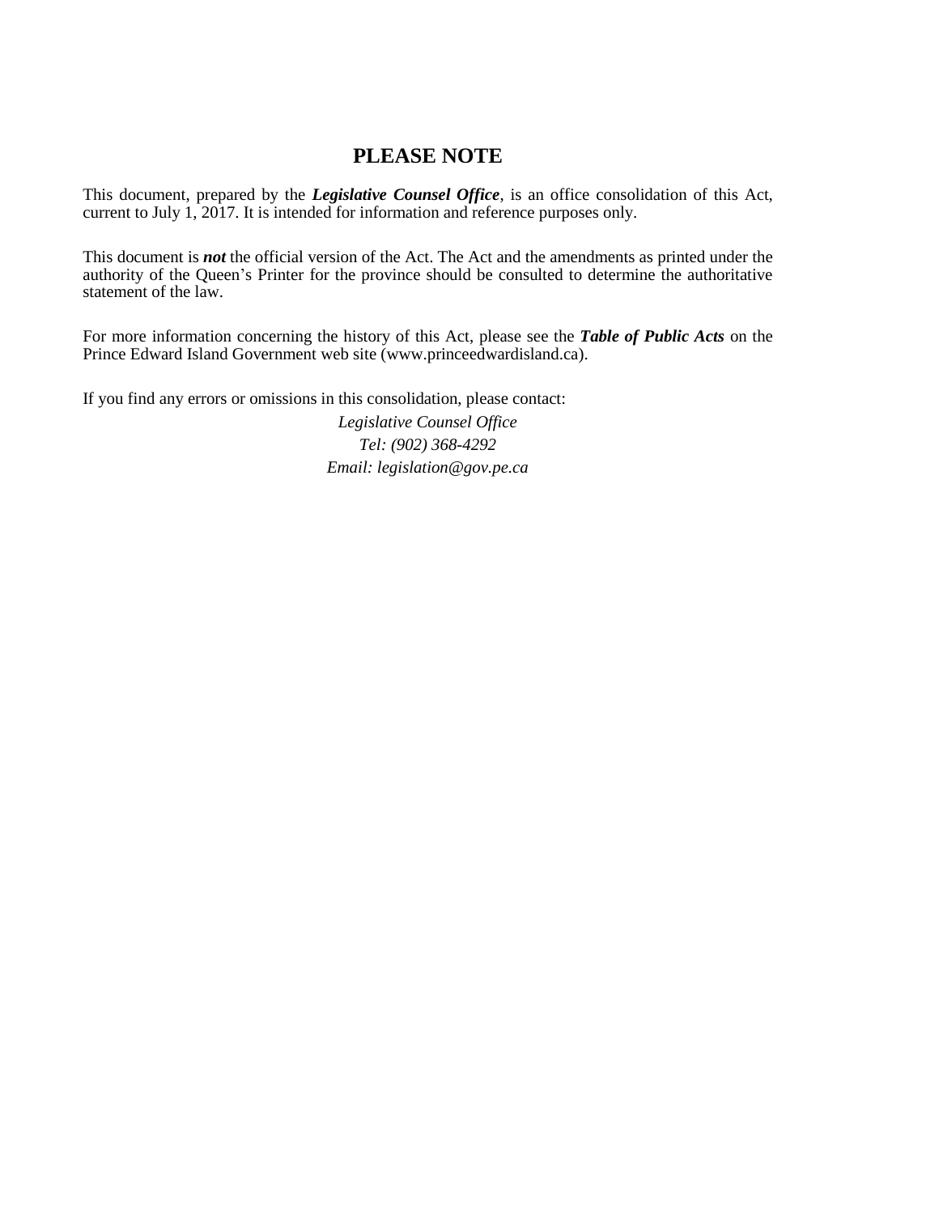## PLEASE NOTE

This document, prepared by the ***Legislative Counsel Office***, is an office consolidation of this Act, current to July 1, 2017. It is intended for information and reference purposes only.

This document is ***not*** the official version of the Act. The Act and the amendments as printed under the authority of the Queen's Printer for the province should be consulted to determine the authoritative statement of the law.

For more information concerning the history of this Act, please see the ***Table of Public Acts*** on the Prince Edward Island Government web site (www.princeedwardisland.ca).

If you find any errors or omissions in this consolidation, please contact:

*Legislative Counsel Office*
*Tel: (902) 368-4292*
*Email: legislation@gov.pe.ca*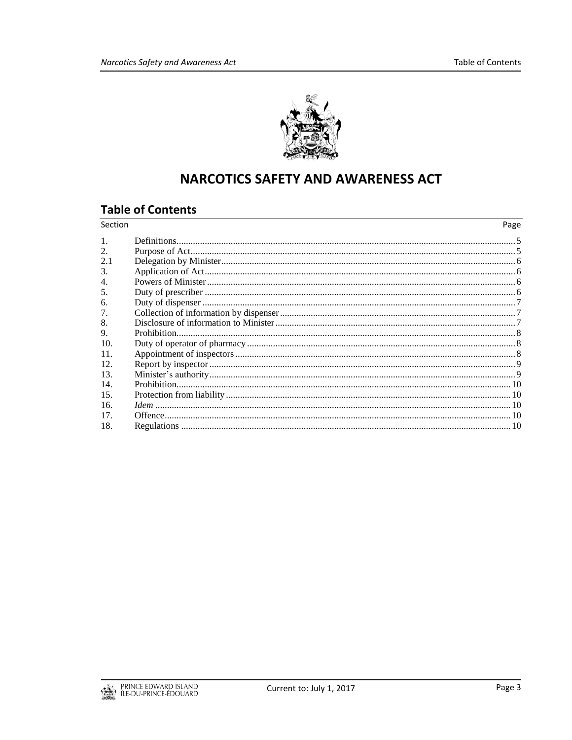# NARCOTICS SAFETY AND AWARENESS ACT

## Table of Contents

| Section | | Page |
|---|---|---|
| 1. | Definitions | 5 |
| 2. | Purpose of Act | 5 |
| 2.1 | Delegation by Minister | 6 |
| 3. | Application of Act | 6 |
| 4. | Powers of Minister | 6 |
| 5. | Duty of prescriber | 6 |
| 6. | Duty of dispenser | 7 |
| 7. | Collection of information by dispenser | 7 |
| 8. | Disclosure of information to Minister | 7 |
| 9. | Prohibition | 8 |
| 10. | Duty of operator of pharmacy | 8 |
| 11. | Appointment of inspectors | 8 |
| 12. | Report by inspector | 9 |
| 13. | Minister's authority | 9 |
| 14. | Prohibition | 10 |
| 15. | Protection from liability | 10 |
| 16. | *Idem* | 10 |
| 17. | Offence | 10 |
| 18. | Regulations | 10 |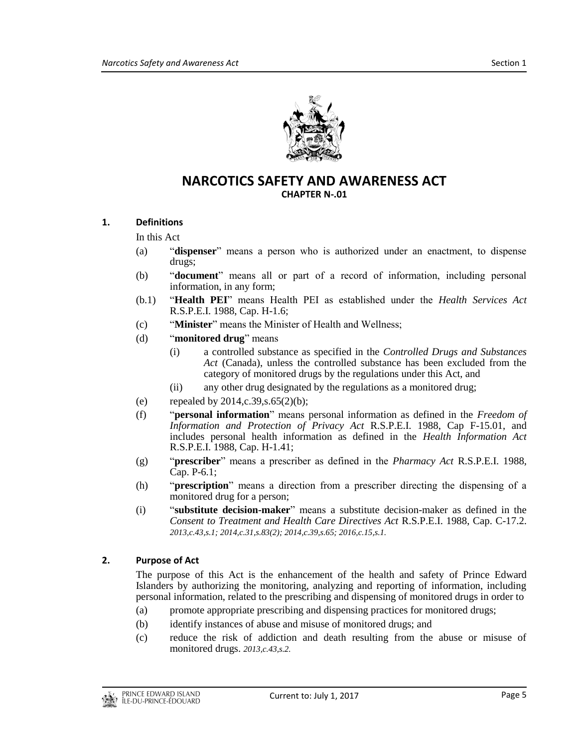# NARCOTICS SAFETY AND AWARENESS ACT

**CHAPTER N-.01**

## 1. Definitions

In this Act

(a) "**dispenser**" means a person who is authorized under an enactment, to dispense drugs;

(b) "**document**" means all or part of a record of information, including personal information, in any form;

(b.1) "**Health PEI**" means Health PEI as established under the *Health Services Act* R.S.P.E.I. 1988, Cap. H-1.6;

(c) "**Minister**" means the Minister of Health and Wellness;

(d) "**monitored drug**" means

(i) a controlled substance as specified in the *Controlled Drugs and Substances Act* (Canada), unless the controlled substance has been excluded from the category of monitored drugs by the regulations under this Act, and

(ii) any other drug designated by the regulations as a monitored drug;

(e) repealed by 2014,c.39,s.65(2)(b);

(f) "**personal information**" means personal information as defined in the *Freedom of Information and Protection of Privacy Act* R.S.P.E.I. 1988, Cap F-15.01, and includes personal health information as defined in the *Health Information Act* R.S.P.E.I. 1988, Cap. H-1.41;

(g) "**prescriber**" means a prescriber as defined in the *Pharmacy Act* R.S.P.E.I. 1988, Cap. P-6.1;

(h) "**prescription**" means a direction from a prescriber directing the dispensing of a monitored drug for a person;

(i) "**substitute decision-maker**" means a substitute decision-maker as defined in the *Consent to Treatment and Health Care Directives Act* R.S.P.E.I. 1988, Cap. C-17.2. *2013,c.43,s.1; 2014,c.31,s.83(2); 2014,c.39,s.65; 2016,c.15,s.1.*

## 2. Purpose of Act

The purpose of this Act is the enhancement of the health and safety of Prince Edward Islanders by authorizing the monitoring, analyzing and reporting of information, including personal information, related to the prescribing and dispensing of monitored drugs in order to

(a) promote appropriate prescribing and dispensing practices for monitored drugs;

(b) identify instances of abuse and misuse of monitored drugs; and

(c) reduce the risk of addiction and death resulting from the abuse or misuse of monitored drugs. *2013,c.43,s.2.*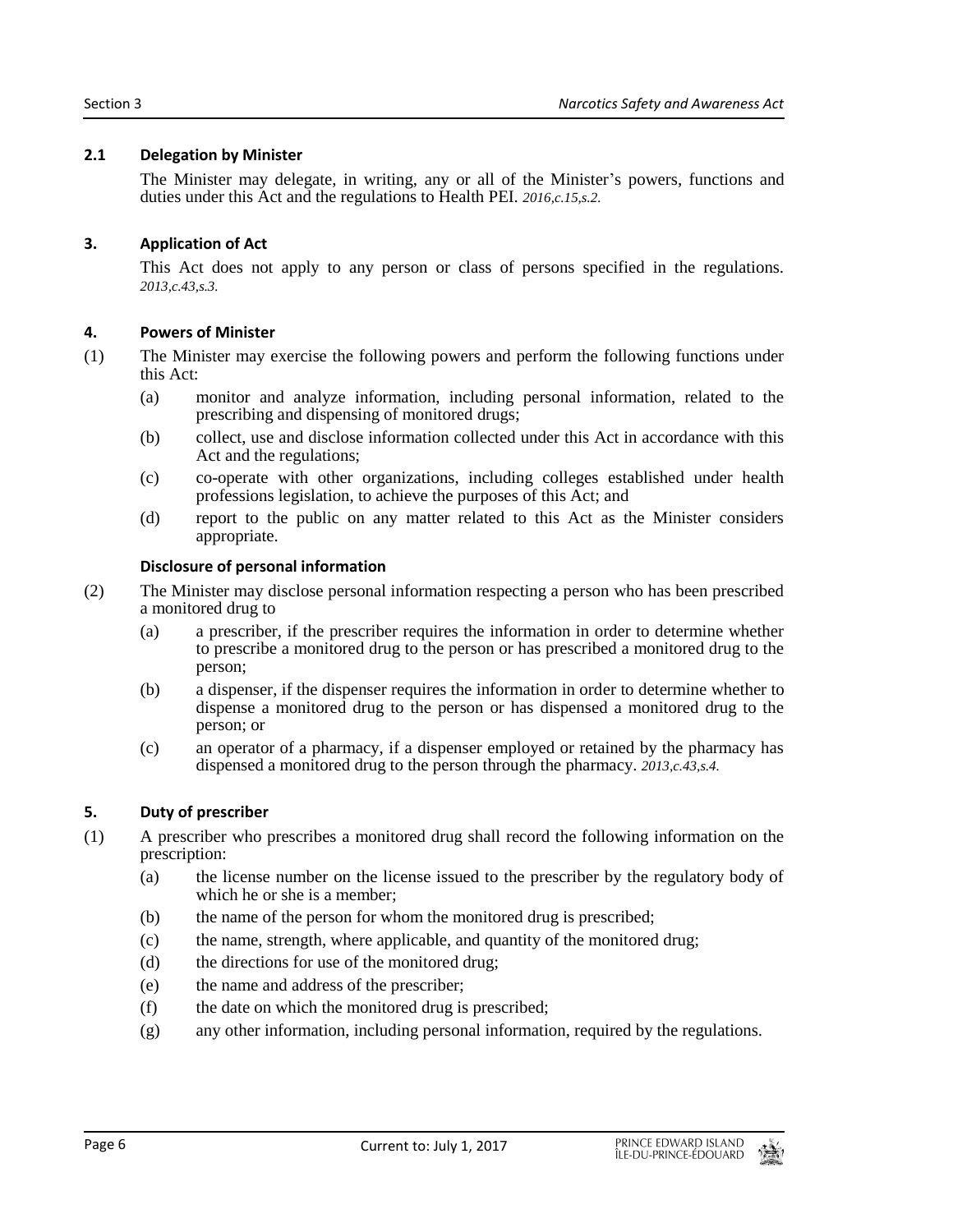### 2.1 Delegation by Minister

The Minister may delegate, in writing, any or all of the Minister's powers, functions and duties under this Act and the regulations to Health PEI. *2016,c.15,s.2.*

### 3. Application of Act

This Act does not apply to any person or class of persons specified in the regulations. *2013,c.43,s.3.*

### 4. Powers of Minister

(1) The Minister may exercise the following powers and perform the following functions under this Act:

- (a) monitor and analyze information, including personal information, related to the prescribing and dispensing of monitored drugs;
- (b) collect, use and disclose information collected under this Act in accordance with this Act and the regulations;
- (c) co-operate with other organizations, including colleges established under health professions legislation, to achieve the purposes of this Act; and
- (d) report to the public on any matter related to this Act as the Minister considers appropriate.

**Disclosure of personal information**

(2) The Minister may disclose personal information respecting a person who has been prescribed a monitored drug to

- (a) a prescriber, if the prescriber requires the information in order to determine whether to prescribe a monitored drug to the person or has prescribed a monitored drug to the person;
- (b) a dispenser, if the dispenser requires the information in order to determine whether to dispense a monitored drug to the person or has dispensed a monitored drug to the person; or
- (c) an operator of a pharmacy, if a dispenser employed or retained by the pharmacy has dispensed a monitored drug to the person through the pharmacy. *2013,c.43,s.4.*

### 5. Duty of prescriber

(1) A prescriber who prescribes a monitored drug shall record the following information on the prescription:

- (a) the license number on the license issued to the prescriber by the regulatory body of which he or she is a member;
- (b) the name of the person for whom the monitored drug is prescribed;
- (c) the name, strength, where applicable, and quantity of the monitored drug;
- (d) the directions for use of the monitored drug;
- (e) the name and address of the prescriber;
- (f) the date on which the monitored drug is prescribed;
- (g) any other information, including personal information, required by the regulations.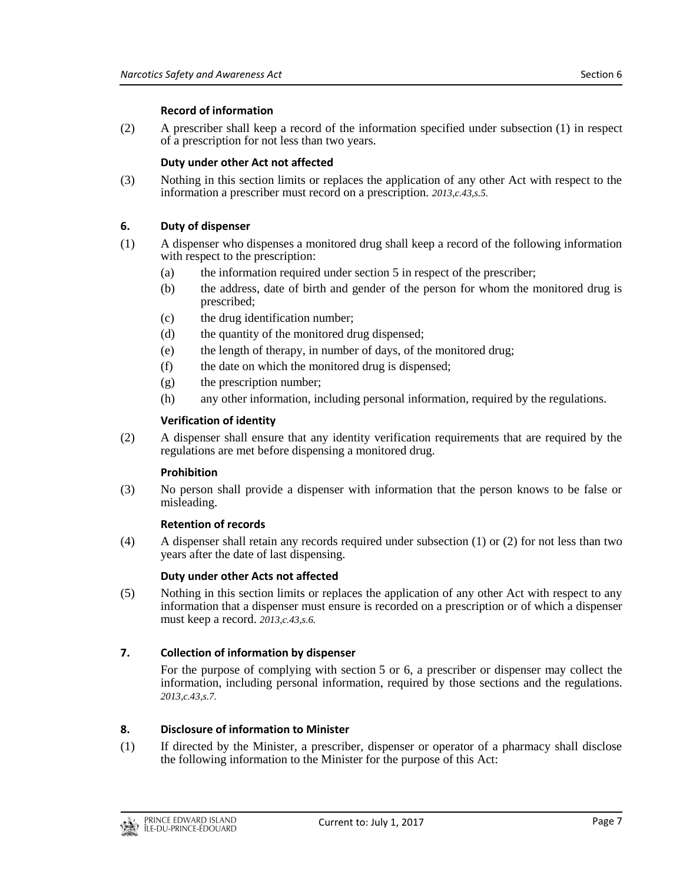**Record of information**

(2) A prescriber shall keep a record of the information specified under subsection (1) in respect of a prescription for not less than two years.

**Duty under other Act not affected**

(3) Nothing in this section limits or replaces the application of any other Act with respect to the information a prescriber must record on a prescription. *2013,c.43,s.5.*

### 6. Duty of dispenser

(1) A dispenser who dispenses a monitored drug shall keep a record of the following information with respect to the prescription:

- (a) the information required under section 5 in respect of the prescriber;
- (b) the address, date of birth and gender of the person for whom the monitored drug is prescribed;
- (c) the drug identification number;
- (d) the quantity of the monitored drug dispensed;
- (e) the length of therapy, in number of days, of the monitored drug;
- (f) the date on which the monitored drug is dispensed;
- (g) the prescription number;
- (h) any other information, including personal information, required by the regulations.

**Verification of identity**

(2) A dispenser shall ensure that any identity verification requirements that are required by the regulations are met before dispensing a monitored drug.

**Prohibition**

(3) No person shall provide a dispenser with information that the person knows to be false or misleading.

**Retention of records**

(4) A dispenser shall retain any records required under subsection (1) or (2) for not less than two years after the date of last dispensing.

**Duty under other Acts not affected**

(5) Nothing in this section limits or replaces the application of any other Act with respect to any information that a dispenser must ensure is recorded on a prescription or of which a dispenser must keep a record. *2013,c.43,s.6.*

### 7. Collection of information by dispenser

For the purpose of complying with section 5 or 6, a prescriber or dispenser may collect the information, including personal information, required by those sections and the regulations. *2013,c.43,s.7.*

### 8. Disclosure of information to Minister

(1) If directed by the Minister, a prescriber, dispenser or operator of a pharmacy shall disclose the following information to the Minister for the purpose of this Act: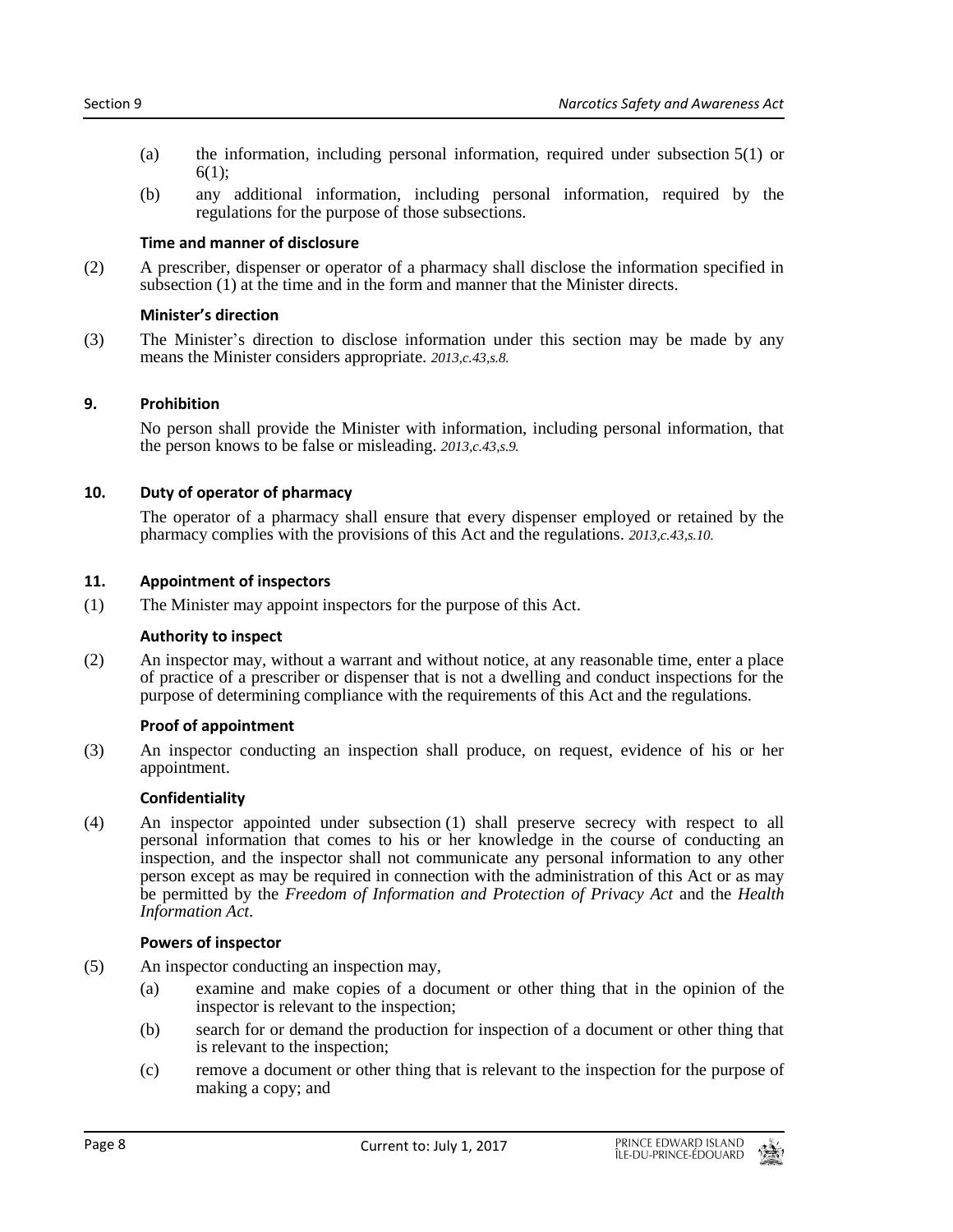(a) the information, including personal information, required under subsection 5(1) or 6(1);

(b) any additional information, including personal information, required by the regulations for the purpose of those subsections.

**Time and manner of disclosure**

(2) A prescriber, dispenser or operator of a pharmacy shall disclose the information specified in subsection (1) at the time and in the form and manner that the Minister directs.

**Minister's direction**

(3) The Minister's direction to disclose information under this section may be made by any means the Minister considers appropriate. *2013,c.43,s.8.*

### 9. Prohibition

No person shall provide the Minister with information, including personal information, that the person knows to be false or misleading. *2013,c.43,s.9.*

### 10. Duty of operator of pharmacy

The operator of a pharmacy shall ensure that every dispenser employed or retained by the pharmacy complies with the provisions of this Act and the regulations. *2013,c.43,s.10.*

### 11. Appointment of inspectors

(1) The Minister may appoint inspectors for the purpose of this Act.

**Authority to inspect**

(2) An inspector may, without a warrant and without notice, at any reasonable time, enter a place of practice of a prescriber or dispenser that is not a dwelling and conduct inspections for the purpose of determining compliance with the requirements of this Act and the regulations.

**Proof of appointment**

(3) An inspector conducting an inspection shall produce, on request, evidence of his or her appointment.

**Confidentiality**

(4) An inspector appointed under subsection (1) shall preserve secrecy with respect to all personal information that comes to his or her knowledge in the course of conducting an inspection, and the inspector shall not communicate any personal information to any other person except as may be required in connection with the administration of this Act or as may be permitted by the *Freedom of Information and Protection of Privacy Act* and the *Health Information Act*.

**Powers of inspector**

(5) An inspector conducting an inspection may,

(a) examine and make copies of a document or other thing that in the opinion of the inspector is relevant to the inspection;

(b) search for or demand the production for inspection of a document or other thing that is relevant to the inspection;

(c) remove a document or other thing that is relevant to the inspection for the purpose of making a copy; and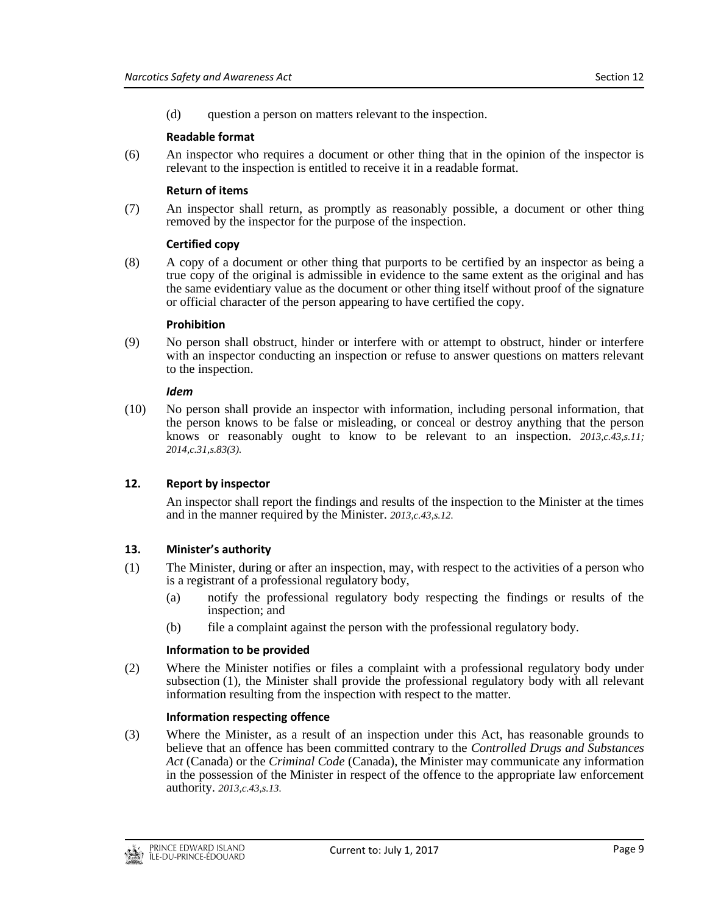(d) question a person on matters relevant to the inspection.

**Readable format**

(6) An inspector who requires a document or other thing that in the opinion of the inspector is relevant to the inspection is entitled to receive it in a readable format.

**Return of items**

(7) An inspector shall return, as promptly as reasonably possible, a document or other thing removed by the inspector for the purpose of the inspection.

**Certified copy**

(8) A copy of a document or other thing that purports to be certified by an inspector as being a true copy of the original is admissible in evidence to the same extent as the original and has the same evidentiary value as the document or other thing itself without proof of the signature or official character of the person appearing to have certified the copy.

**Prohibition**

(9) No person shall obstruct, hinder or interfere with or attempt to obstruct, hinder or interfere with an inspector conducting an inspection or refuse to answer questions on matters relevant to the inspection.

***Idem***

(10) No person shall provide an inspector with information, including personal information, that the person knows to be false or misleading, or conceal or destroy anything that the person knows or reasonably ought to know to be relevant to an inspection. *2013,c.43,s.11; 2014,c.31,s.83(3).*

## 12. Report by inspector

An inspector shall report the findings and results of the inspection to the Minister at the times and in the manner required by the Minister. *2013,c.43,s.12.*

## 13. Minister's authority

(1) The Minister, during or after an inspection, may, with respect to the activities of a person who is a registrant of a professional regulatory body,

(a) notify the professional regulatory body respecting the findings or results of the inspection; and

(b) file a complaint against the person with the professional regulatory body.

**Information to be provided**

(2) Where the Minister notifies or files a complaint with a professional regulatory body under subsection (1), the Minister shall provide the professional regulatory body with all relevant information resulting from the inspection with respect to the matter.

**Information respecting offence**

(3) Where the Minister, as a result of an inspection under this Act, has reasonable grounds to believe that an offence has been committed contrary to the *Controlled Drugs and Substances Act* (Canada) or the *Criminal Code* (Canada), the Minister may communicate any information in the possession of the Minister in respect of the offence to the appropriate law enforcement authority. *2013,c.43,s.13.*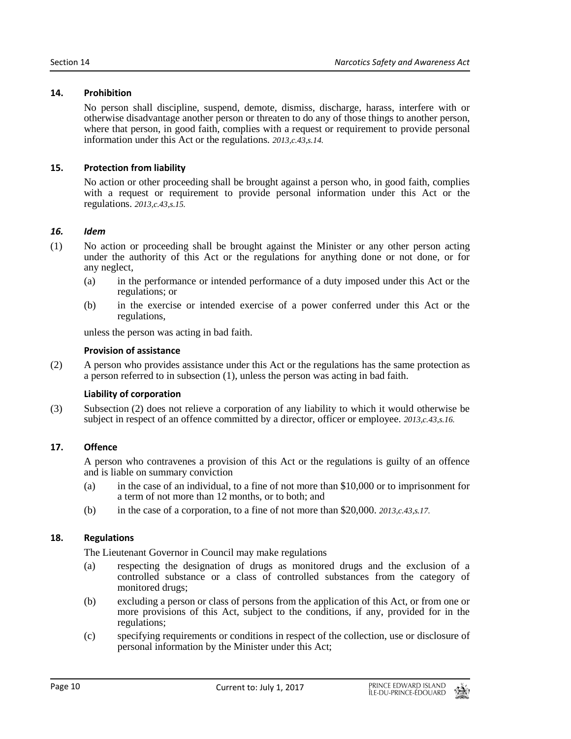### 14. Prohibition

No person shall discipline, suspend, demote, dismiss, discharge, harass, interfere with or otherwise disadvantage another person or threaten to do any of those things to another person, where that person, in good faith, complies with a request or requirement to provide personal information under this Act or the regulations. *2013,c.43,s.14.*

### 15. Protection from liability

No action or other proceeding shall be brought against a person who, in good faith, complies with a request or requirement to provide personal information under this Act or the regulations. *2013,c.43,s.15.*

### *16. Idem*

(1) No action or proceeding shall be brought against the Minister or any other person acting under the authority of this Act or the regulations for anything done or not done, or for any neglect,

- (a) in the performance or intended performance of a duty imposed under this Act or the regulations; or
- (b) in the exercise or intended exercise of a power conferred under this Act or the regulations,

unless the person was acting in bad faith.

**Provision of assistance**

(2) A person who provides assistance under this Act or the regulations has the same protection as a person referred to in subsection (1), unless the person was acting in bad faith.

**Liability of corporation**

(3) Subsection (2) does not relieve a corporation of any liability to which it would otherwise be subject in respect of an offence committed by a director, officer or employee. *2013,c.43,s.16.*

### 17. Offence

A person who contravenes a provision of this Act or the regulations is guilty of an offence and is liable on summary conviction

- (a) in the case of an individual, to a fine of not more than $10,000 or to imprisonment for a term of not more than 12 months, or to both; and
- (b) in the case of a corporation, to a fine of not more than $20,000. *2013,c.43,s.17.*

### 18. Regulations

The Lieutenant Governor in Council may make regulations

- (a) respecting the designation of drugs as monitored drugs and the exclusion of a controlled substance or a class of controlled substances from the category of monitored drugs;
- (b) excluding a person or class of persons from the application of this Act, or from one or more provisions of this Act, subject to the conditions, if any, provided for in the regulations;
- (c) specifying requirements or conditions in respect of the collection, use or disclosure of personal information by the Minister under this Act;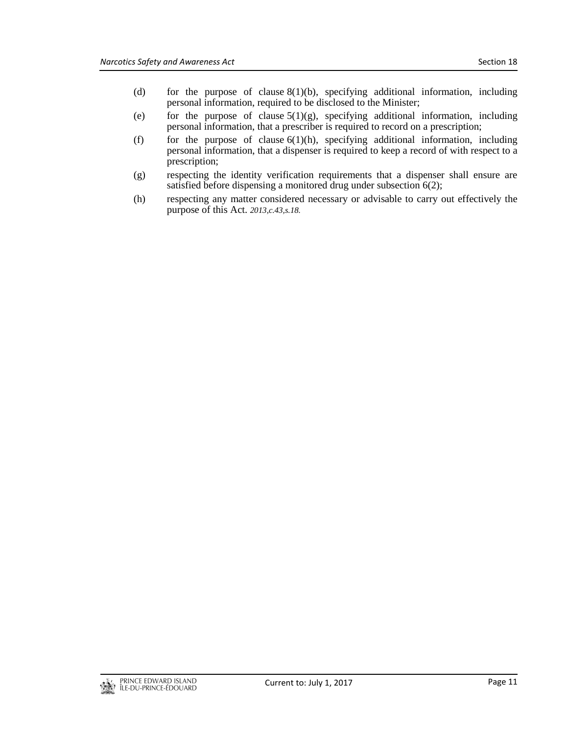(d) for the purpose of clause 8(1)(b), specifying additional information, including personal information, required to be disclosed to the Minister;

(e) for the purpose of clause 5(1)(g), specifying additional information, including personal information, that a prescriber is required to record on a prescription;

(f) for the purpose of clause 6(1)(h), specifying additional information, including personal information, that a dispenser is required to keep a record of with respect to a prescription;

(g) respecting the identity verification requirements that a dispenser shall ensure are satisfied before dispensing a monitored drug under subsection 6(2);

(h) respecting any matter considered necessary or advisable to carry out effectively the purpose of this Act. *2013,c.43,s.18.*